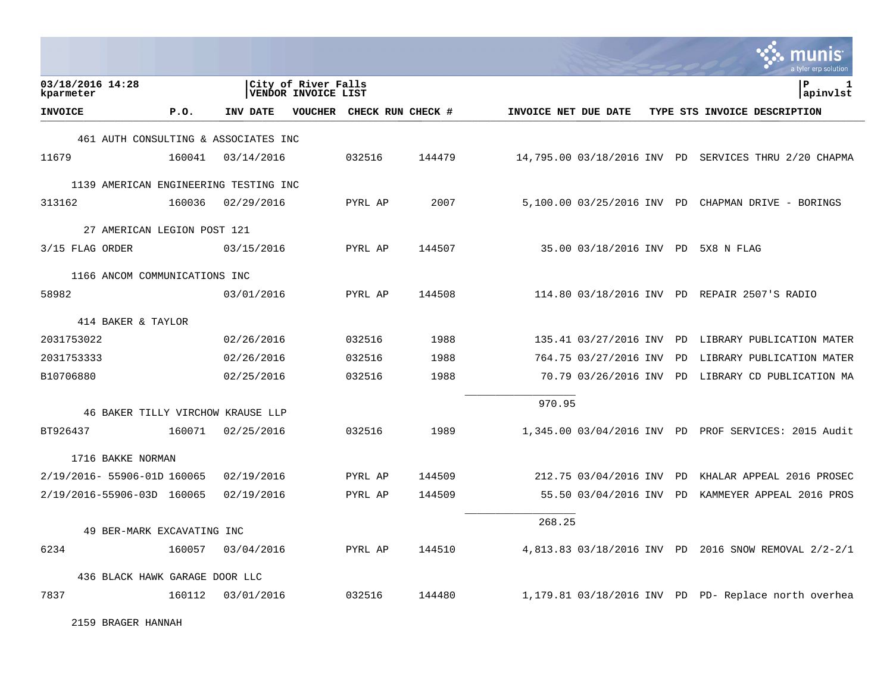03/18/2016 14:28
kparmeter

City of River Falls
VENDOR INVOICE LIST

P 1
apinvlst

| INVOICE | P.O. | INV DATE | VOUCHER | CHECK RUN | CHECK # | INVOICE NET | DUE DATE | TYPE | STS | INVOICE DESCRIPTION |
|---|---|---|---|---|---|---|---|---|---|---|
| 461 AUTH CONSULTING & ASSOCIATES INC | | | | | | | | | | |
| 11679 | 160041 | 03/14/2016 | | 032516 | 144479 | 14,795.00 | 03/18/2016 | INV | PD | SERVICES THRU 2/20 CHAPMA |
| 1139 AMERICAN ENGINEERING TESTING INC | | | | | | | | | | |
| 313162 | 160036 | 02/29/2016 | | PYRL AP | 2007 | 5,100.00 | 03/25/2016 | INV | PD | CHAPMAN DRIVE - BORINGS |
| 27 AMERICAN LEGION POST 121 | | | | | | | | | | |
| 3/15 FLAG ORDER | | 03/15/2016 | | PYRL AP | 144507 | 35.00 | 03/18/2016 | INV | PD | 5X8 N FLAG |
| 1166 ANCOM COMMUNICATIONS INC | | | | | | | | | | |
| 58982 | | 03/01/2016 | | PYRL AP | 144508 | 114.80 | 03/18/2016 | INV | PD | REPAIR 2507'S RADIO |
| 414 BAKER & TAYLOR | | | | | | | | | | |
| 2031753022 | | 02/26/2016 | | 032516 | 1988 | 135.41 | 03/27/2016 | INV | PD | LIBRARY PUBLICATION MATER |
| 2031753333 | | 02/26/2016 | | 032516 | 1988 | 764.75 | 03/27/2016 | INV | PD | LIBRARY PUBLICATION MATER |
| B10706880 | | 02/25/2016 | | 032516 | 1988 | 70.79 | 03/26/2016 | INV | PD | LIBRARY CD PUBLICATION MA |
| | | | | | | 970.95 | | | | |
| 46 BAKER TILLY VIRCHOW KRAUSE LLP | | | | | | | | | | |
| BT926437 | 160071 | 02/25/2016 | | 032516 | 1989 | 1,345.00 | 03/04/2016 | INV | PD | PROF SERVICES: 2015 Audit |
| 1716 BAKKE NORMAN | | | | | | | | | | |
| 2/19/2016- 55906-01D | 160065 | 02/19/2016 | | PYRL AP | 144509 | 212.75 | 03/04/2016 | INV | PD | KHALAR APPEAL 2016 PROSEC |
| 2/19/2016-55906-03D | 160065 | 02/19/2016 | | PYRL AP | 144509 | 55.50 | 03/04/2016 | INV | PD | KAMMEYER APPEAL 2016 PROS |
| | | | | | | 268.25 | | | | |
| 49 BER-MARK EXCAVATING INC | | | | | | | | | | |
| 6234 | 160057 | 03/04/2016 | | PYRL AP | 144510 | 4,813.83 | 03/18/2016 | INV | PD | 2016 SNOW REMOVAL 2/2-2/1 |
| 436 BLACK HAWK GARAGE DOOR LLC | | | | | | | | | | |
| 7837 | 160112 | 03/01/2016 | | 032516 | 144480 | 1,179.81 | 03/18/2016 | INV | PD | PD- Replace north overhea |
| 2159 BRAGER HANNAH | | | | | | | | | | |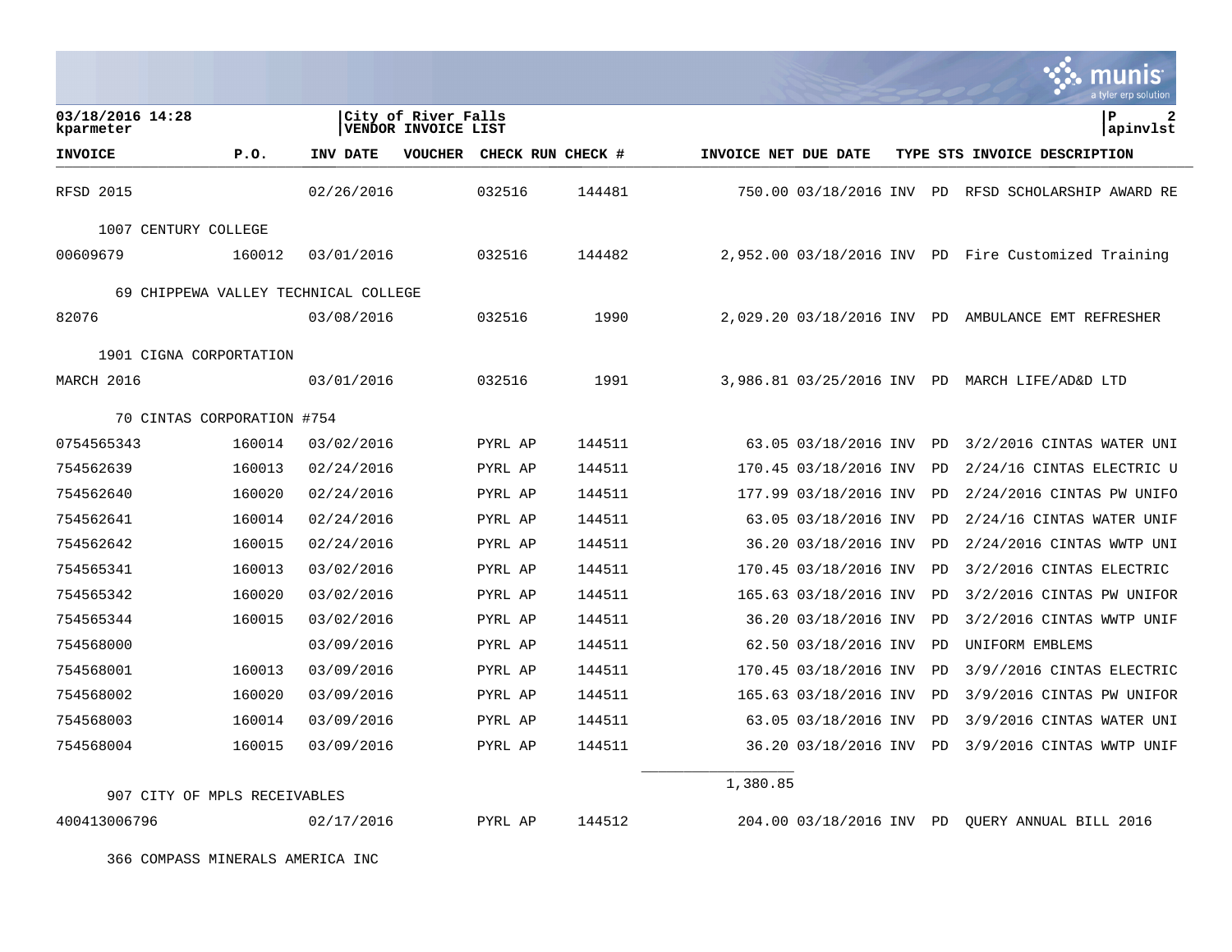City of River Falls
VENDOR INVOICE LIST

| INVOICE | P.O. | INV DATE | VOUCHER | CHECK RUN | CHECK # | INVOICE NET | DUE DATE | TYPE | STS | INVOICE DESCRIPTION |
|---|---|---|---|---|---|---|---|---|---|---|
| RFSD 2015 | | 02/26/2016 | | 032516 | 144481 | 750.00 | 03/18/2016 | INV | PD | RFSD SCHOLARSHIP AWARD RE |
| 1007 CENTURY COLLEGE | | | | | | | | | | |
| 00609679 | 160012 | 03/01/2016 | | 032516 | 144482 | 2,952.00 | 03/18/2016 | INV | PD | Fire Customized Training |
| 69 CHIPPEWA VALLEY TECHNICAL COLLEGE | | | | | | | | | | |
| 82076 | | 03/08/2016 | | 032516 | 1990 | 2,029.20 | 03/18/2016 | INV | PD | AMBULANCE EMT REFRESHER |
| 1901 CIGNA CORPORTATION | | | | | | | | | | |
| MARCH 2016 | | 03/01/2016 | | 032516 | 1991 | 3,986.81 | 03/25/2016 | INV | PD | MARCH LIFE/AD&D LTD |
| 70 CINTAS CORPORATION #754 | | | | | | | | | | |
| 0754565343 | 160014 | 03/02/2016 | | PYRL AP | 144511 | 63.05 | 03/18/2016 | INV | PD | 3/2/2016 CINTAS WATER UNI |
| 754562639 | 160013 | 02/24/2016 | | PYRL AP | 144511 | 170.45 | 03/18/2016 | INV | PD | 2/24/16 CINTAS ELECTRIC U |
| 754562640 | 160020 | 02/24/2016 | | PYRL AP | 144511 | 177.99 | 03/18/2016 | INV | PD | 2/24/2016 CINTAS PW UNIFO |
| 754562641 | 160014 | 02/24/2016 | | PYRL AP | 144511 | 63.05 | 03/18/2016 | INV | PD | 2/24/16 CINTAS WATER UNIF |
| 754562642 | 160015 | 02/24/2016 | | PYRL AP | 144511 | 36.20 | 03/18/2016 | INV | PD | 2/24/2016 CINTAS WWTP UNI |
| 754565341 | 160013 | 03/02/2016 | | PYRL AP | 144511 | 170.45 | 03/18/2016 | INV | PD | 3/2/2016 CINTAS ELECTRIC |
| 754565342 | 160020 | 03/02/2016 | | PYRL AP | 144511 | 165.63 | 03/18/2016 | INV | PD | 3/2/2016 CINTAS PW UNIFOR |
| 754565344 | 160015 | 03/02/2016 | | PYRL AP | 144511 | 36.20 | 03/18/2016 | INV | PD | 3/2/2016 CINTAS WWTP UNIF |
| 754568000 | | 03/09/2016 | | PYRL AP | 144511 | 62.50 | 03/18/2016 | INV | PD | UNIFORM EMBLEMS |
| 754568001 | 160013 | 03/09/2016 | | PYRL AP | 144511 | 170.45 | 03/18/2016 | INV | PD | 3/9//2016 CINTAS ELECTRIC |
| 754568002 | 160020 | 03/09/2016 | | PYRL AP | 144511 | 165.63 | 03/18/2016 | INV | PD | 3/9/2016 CINTAS PW UNIFOR |
| 754568003 | 160014 | 03/09/2016 | | PYRL AP | 144511 | 63.05 | 03/18/2016 | INV | PD | 3/9/2016 CINTAS WATER UNI |
| 754568004 | 160015 | 03/09/2016 | | PYRL AP | 144511 | 36.20 | 03/18/2016 | INV | PD | 3/9/2016 CINTAS WWTP UNIF |
| | | | | | | 1,380.85 | | | | |
| 907 CITY OF MPLS RECEIVABLES | | | | | | | | | | |
| 400413006796 | | 02/17/2016 | | PYRL AP | 144512 | 204.00 | 03/18/2016 | INV | PD | QUERY ANNUAL BILL 2016 |
| 366 COMPASS MINERALS AMERICA INC | | | | | | | | | | |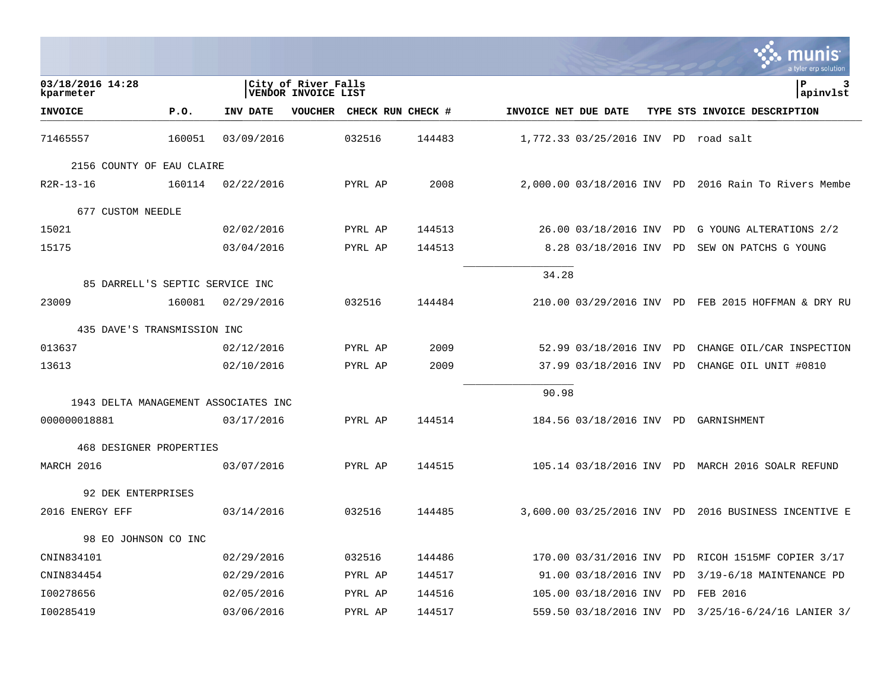**03/18/2016 14:28**
**kparmeter**

**City of River Falls**
**VENDOR INVOICE LIST**

**P 3**
**apinvlst**

| INVOICE | P.O. | INV DATE | VOUCHER | CHECK RUN | CHECK # | INVOICE NET | DUE DATE | TYPE | STS | INVOICE DESCRIPTION |
|---|---|---|---|---|---|---|---|---|---|---|
| 71465557 | 160051 | 03/09/2016 | | 032516 | 144483 | 1,772.33 | 03/25/2016 | INV | PD | road salt |
| 2156 COUNTY OF EAU CLAIRE | | | | | | | | | | |
| R2R-13-16 | 160114 | 02/22/2016 | | PYRL AP | 2008 | 2,000.00 | 03/18/2016 | INV | PD | 2016 Rain To Rivers Membe |
| 677 CUSTOM NEEDLE | | | | | | | | | | |
| 15021 | | 02/02/2016 | | PYRL AP | 144513 | 26.00 | 03/18/2016 | INV | PD | G YOUNG ALTERATIONS 2/2 |
| 15175 | | 03/04/2016 | | PYRL AP | 144513 | 8.28 | 03/18/2016 | INV | PD | SEW ON PATCHS G YOUNG |
| | | | | | | 34.28 | | | | |
| 85 DARRELL'S SEPTIC SERVICE INC | | | | | | | | | | |
| 23009 | 160081 | 02/29/2016 | | 032516 | 144484 | 210.00 | 03/29/2016 | INV | PD | FEB 2015 HOFFMAN & DRY RU |
| 435 DAVE'S TRANSMISSION INC | | | | | | | | | | |
| 013637 | | 02/12/2016 | | PYRL AP | 2009 | 52.99 | 03/18/2016 | INV | PD | CHANGE OIL/CAR INSPECTION |
| 13613 | | 02/10/2016 | | PYRL AP | 2009 | 37.99 | 03/18/2016 | INV | PD | CHANGE OIL UNIT #0810 |
| | | | | | | 90.98 | | | | |
| 1943 DELTA MANAGEMENT ASSOCIATES INC | | | | | | | | | | |
| 000000018881 | | 03/17/2016 | | PYRL AP | 144514 | 184.56 | 03/18/2016 | INV | PD | GARNISHMENT |
| 468 DESIGNER PROPERTIES | | | | | | | | | | |
| MARCH 2016 | | 03/07/2016 | | PYRL AP | 144515 | 105.14 | 03/18/2016 | INV | PD | MARCH 2016 SOALR REFUND |
| 92 DEK ENTERPRISES | | | | | | | | | | |
| 2016 ENERGY EFF | | 03/14/2016 | | 032516 | 144485 | 3,600.00 | 03/25/2016 | INV | PD | 2016 BUSINESS INCENTIVE E |
| 98 EO JOHNSON CO INC | | | | | | | | | | |
| CNIN834101 | | 02/29/2016 | | 032516 | 144486 | 170.00 | 03/31/2016 | INV | PD | RICOH 1515MF COPIER 3/17 |
| CNIN834454 | | 02/29/2016 | | PYRL AP | 144517 | 91.00 | 03/18/2016 | INV | PD | 3/19-6/18 MAINTENANCE PD |
| I00278656 | | 02/05/2016 | | PYRL AP | 144516 | 105.00 | 03/18/2016 | INV | PD | FEB 2016 |
| I00285419 | | 03/06/2016 | | PYRL AP | 144517 | 559.50 | 03/18/2016 | INV | PD | 3/25/16-6/24/16 LANIER 3/ |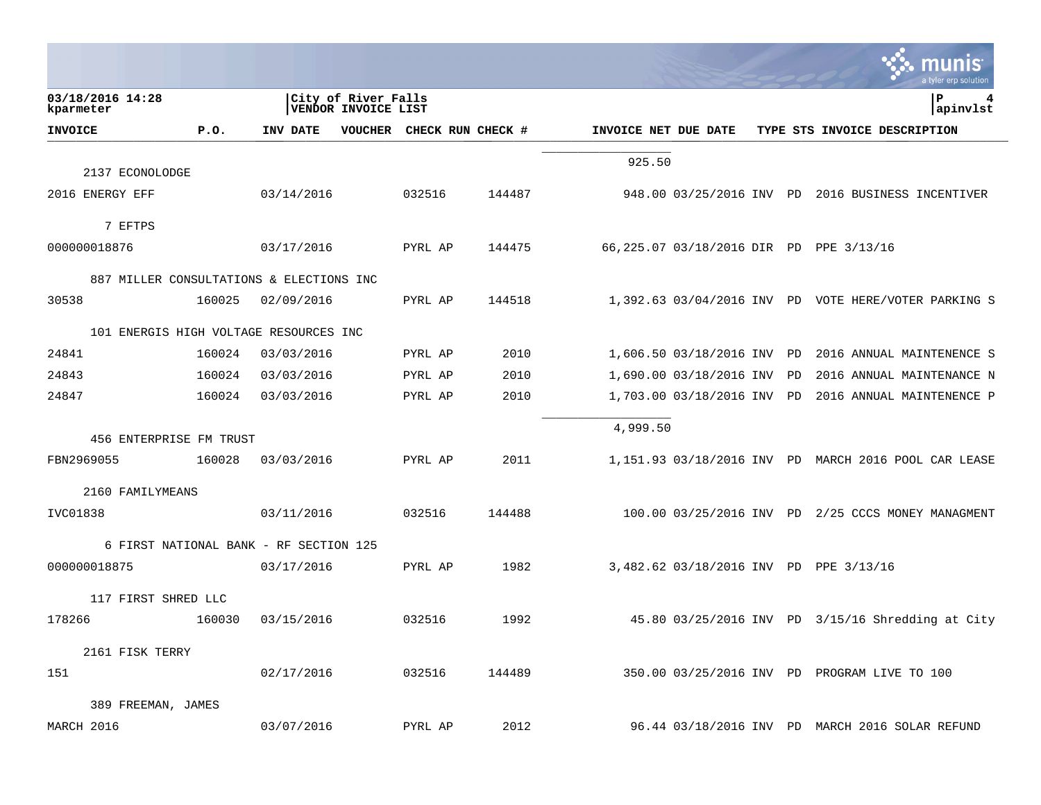| INVOICE | P.O. | INV DATE | VOUCHER | CHECK RUN | CHECK # | INVOICE NET | DUE DATE | TYPE | STS | INVOICE DESCRIPTION |
|---|---|---|---|---|---|---|---|---|---|---|
| | | | | | | 925.50 | | | | |
| **2137 ECONOLODGE** | | | | | | | | | | |
| 2016 ENERGY EFF | | 03/14/2016 | | 032516 | 144487 | 948.00 | 03/25/2016 | INV | PD | 2016 BUSINESS INCENTIVER |
| **7 EFTPS** | | | | | | | | | | |
| 000000018876 | | 03/17/2016 | | PYRL AP | 144475 | 66,225.07 | 03/18/2016 | DIR | PD | PPE 3/13/16 |
| **887 MILLER CONSULTATIONS & ELECTIONS INC** | | | | | | | | | | |
| 30538 | 160025 | 02/09/2016 | | PYRL AP | 144518 | 1,392.63 | 03/04/2016 | INV | PD | VOTE HERE/VOTER PARKING S |
| **101 ENERGIS HIGH VOLTAGE RESOURCES INC** | | | | | | | | | | |
| 24841 | 160024 | 03/03/2016 | | PYRL AP | 2010 | 1,606.50 | 03/18/2016 | INV | PD | 2016 ANNUAL MAINTENENCE S |
| 24843 | 160024 | 03/03/2016 | | PYRL AP | 2010 | 1,690.00 | 03/18/2016 | INV | PD | 2016 ANNUAL MAINTENANCE N |
| 24847 | 160024 | 03/03/2016 | | PYRL AP | 2010 | 1,703.00 | 03/18/2016 | INV | PD | 2016 ANNUAL MAINTENENCE P |
| | | | | | | 4,999.50 | | | | |
| **456 ENTERPRISE FM TRUST** | | | | | | | | | | |
| FBN2969055 | 160028 | 03/03/2016 | | PYRL AP | 2011 | 1,151.93 | 03/18/2016 | INV | PD | MARCH 2016 POOL CAR LEASE |
| **2160 FAMILYMEANS** | | | | | | | | | | |
| IVC01838 | | 03/11/2016 | | 032516 | 144488 | 100.00 | 03/25/2016 | INV | PD | 2/25 CCCS MONEY MANAGMENT |
| **6 FIRST NATIONAL BANK - RF SECTION 125** | | | | | | | | | | |
| 000000018875 | | 03/17/2016 | | PYRL AP | 1982 | 3,482.62 | 03/18/2016 | INV | PD | PPE 3/13/16 |
| **117 FIRST SHRED LLC** | | | | | | | | | | |
| 178266 | 160030 | 03/15/2016 | | 032516 | 1992 | 45.80 | 03/25/2016 | INV | PD | 3/15/16 Shredding at City |
| **2161 FISK TERRY** | | | | | | | | | | |
| 151 | | 02/17/2016 | | 032516 | 144489 | 350.00 | 03/25/2016 | INV | PD | PROGRAM LIVE TO 100 |
| **389 FREEMAN, JAMES** | | | | | | | | | | |
| MARCH 2016 | | 03/07/2016 | | PYRL AP | 2012 | 96.44 | 03/18/2016 | INV | PD | MARCH 2016 SOLAR REFUND |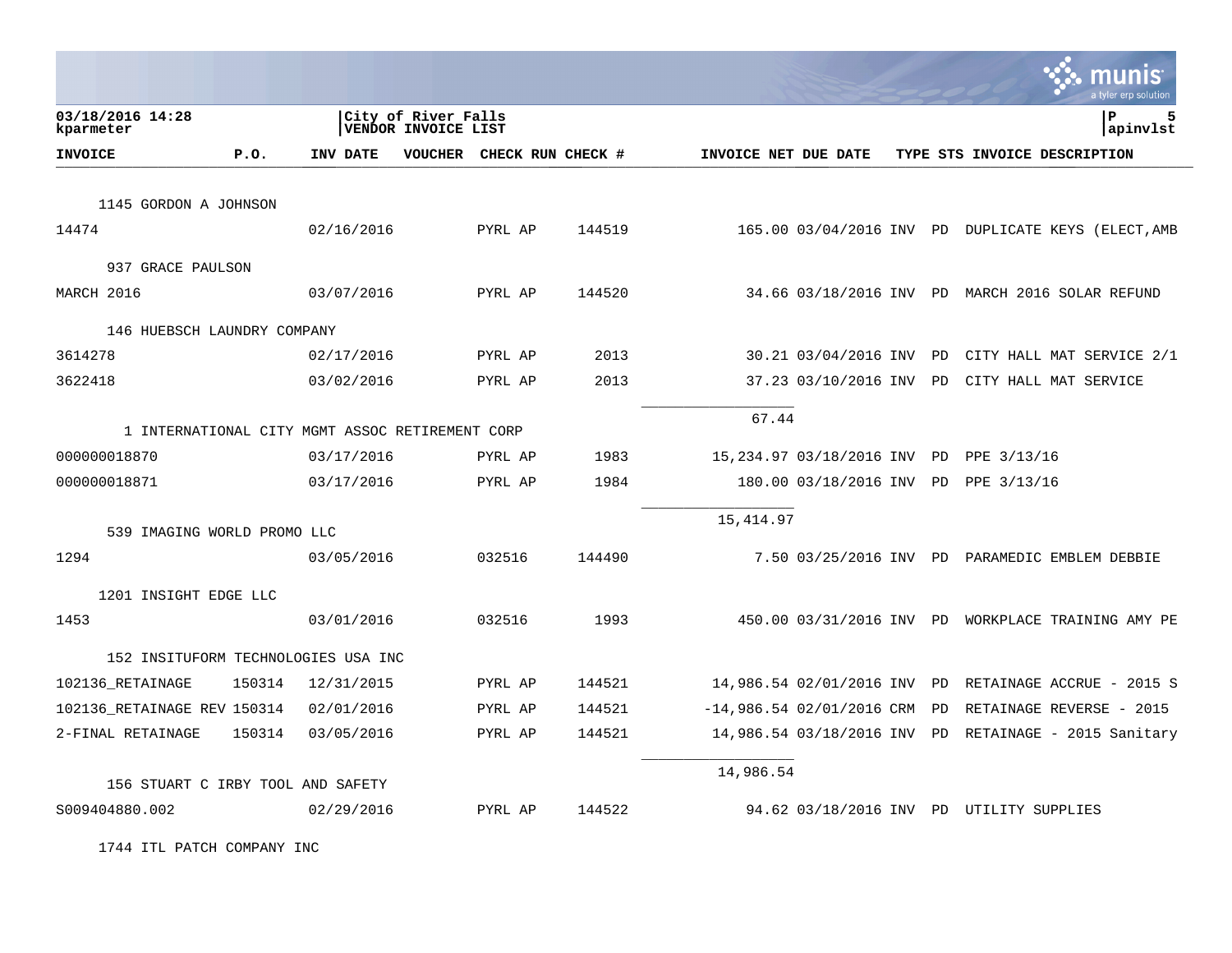03/18/2016 14:28
kparameter

City of River Falls
VENDOR INVOICE LIST

| INVOICE | P.O. | INV DATE | VOUCHER | CHECK RUN | CHECK # | INVOICE NET | DUE DATE | TYPE | STS | INVOICE DESCRIPTION |
|---|---|---|---|---|---|---|---|---|---|---|
| 1145 GORDON A JOHNSON | | | | | | | | | | |
| 14474 | | 02/16/2016 | | PYRL AP | 144519 | 165.00 | 03/04/2016 | INV | PD | DUPLICATE KEYS (ELECT,AMB |
| 937 GRACE PAULSON | | | | | | | | | | |
| MARCH 2016 | | 03/07/2016 | | PYRL AP | 144520 | 34.66 | 03/18/2016 | INV | PD | MARCH 2016 SOLAR REFUND |
| 146 HUEBSCH LAUNDRY COMPANY | | | | | | | | | | |
| 3614278 | | 02/17/2016 | | PYRL AP | 2013 | 30.21 | 03/04/2016 | INV | PD | CITY HALL MAT SERVICE 2/1 |
| 3622418 | | 03/02/2016 | | PYRL AP | 2013 | 37.23 | 03/10/2016 | INV | PD | CITY HALL MAT SERVICE |
| | | | | | | 67.44 | | | | |
| 1 INTERNATIONAL CITY MGMT ASSOC RETIREMENT CORP | | | | | | | | | | |
| 000000018870 | | 03/17/2016 | | PYRL AP | 1983 | 15,234.97 | 03/18/2016 | INV | PD | PPE 3/13/16 |
| 000000018871 | | 03/17/2016 | | PYRL AP | 1984 | 180.00 | 03/18/2016 | INV | PD | PPE 3/13/16 |
| | | | | | | 15,414.97 | | | | |
| 539 IMAGING WORLD PROMO LLC | | | | | | | | | | |
| 1294 | | 03/05/2016 | | 032516 | 144490 | 7.50 | 03/25/2016 | INV | PD | PARAMEDIC EMBLEM DEBBIE |
| 1201 INSIGHT EDGE LLC | | | | | | | | | | |
| 1453 | | 03/01/2016 | | 032516 | 1993 | 450.00 | 03/31/2016 | INV | PD | WORKPLACE TRAINING AMY PE |
| 152 INSITUFORM TECHNOLOGIES USA INC | | | | | | | | | | |
| 102136_RETAINAGE | 150314 | 12/31/2015 | | PYRL AP | 144521 | 14,986.54 | 02/01/2016 | INV | PD | RETAINAGE ACCRUE - 2015 S |
| 102136_RETAINAGE REV | 150314 | 02/01/2016 | | PYRL AP | 144521 | -14,986.54 | 02/01/2016 | CRM | PD | RETAINAGE REVERSE - 2015 |
| 2-FINAL RETAINAGE | 150314 | 03/05/2016 | | PYRL AP | 144521 | 14,986.54 | 03/18/2016 | INV | PD | RETAINAGE - 2015 Sanitary |
| | | | | | | 14,986.54 | | | | |
| 156 STUART C IRBY TOOL AND SAFETY | | | | | | | | | | |
| S009404880.002 | | 02/29/2016 | | PYRL AP | 144522 | 94.62 | 03/18/2016 | INV | PD | UTILITY SUPPLIES |
| 1744 ITL PATCH COMPANY INC | | | | | | | | | | |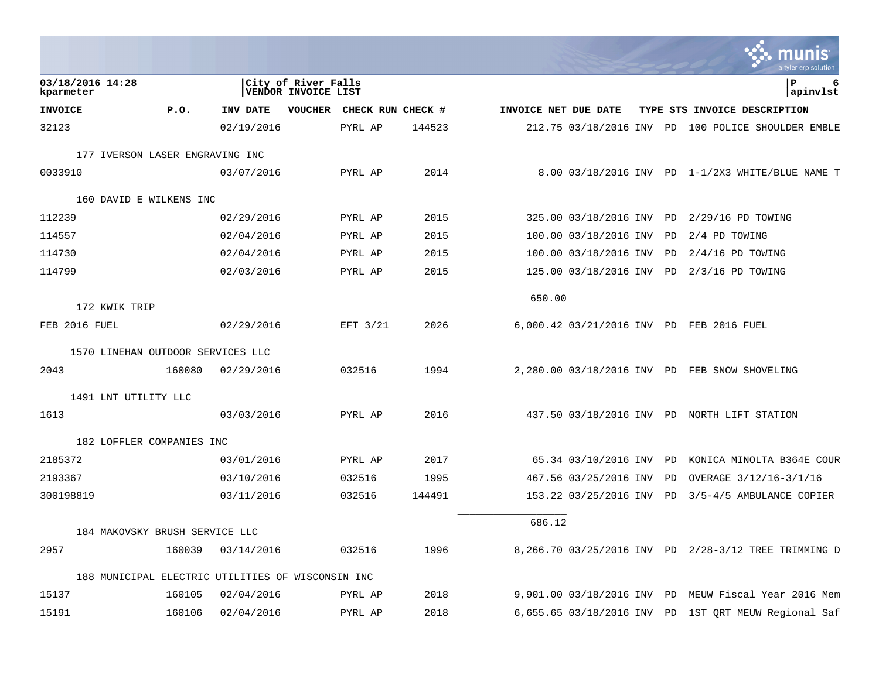03/18/2016 14:28 kparameter | City of River Falls VENDOR INVOICE LIST | P 6 apinvlst

| INVOICE | P.O. | INV DATE | VOUCHER | CHECK RUN | CHECK # | INVOICE NET | DUE DATE | TYPE | STS | INVOICE DESCRIPTION |
|---|---|---|---|---|---|---|---|---|---|---|
| 32123 | | 02/19/2016 | | PYRL AP | 144523 | 212.75 | 03/18/2016 | INV | PD | 100 POLICE SHOULDER EMBLE |
| 177 IVERSON LASER ENGRAVING INC | | | | | | | | | | |
| 0033910 | | 03/07/2016 | | PYRL AP | 2014 | 8.00 | 03/18/2016 | INV | PD | 1-1/2X3 WHITE/BLUE NAME T |
| 160 DAVID E WILKENS INC | | | | | | | | | | |
| 112239 | | 02/29/2016 | | PYRL AP | 2015 | 325.00 | 03/18/2016 | INV | PD | 2/29/16 PD TOWING |
| 114557 | | 02/04/2016 | | PYRL AP | 2015 | 100.00 | 03/18/2016 | INV | PD | 2/4 PD TOWING |
| 114730 | | 02/04/2016 | | PYRL AP | 2015 | 100.00 | 03/18/2016 | INV | PD | 2/4/16 PD TOWING |
| 114799 | | 02/03/2016 | | PYRL AP | 2015 | 125.00 | 03/18/2016 | INV | PD | 2/3/16 PD TOWING |
| | | | | | | 650.00 | | | | |
| 172 KWIK TRIP | | | | | | | | | | |
| FEB 2016 FUEL | | 02/29/2016 | | EFT 3/21 | 2026 | 6,000.42 | 03/21/2016 | INV | PD | FEB 2016 FUEL |
| 1570 LINEHAN OUTDOOR SERVICES LLC | | | | | | | | | | |
| 2043 | 160080 | 02/29/2016 | | 032516 | 1994 | 2,280.00 | 03/18/2016 | INV | PD | FEB SNOW SHOVELING |
| 1491 LNT UTILITY LLC | | | | | | | | | | |
| 1613 | | 03/03/2016 | | PYRL AP | 2016 | 437.50 | 03/18/2016 | INV | PD | NORTH LIFT STATION |
| 182 LOFFLER COMPANIES INC | | | | | | | | | | |
| 2185372 | | 03/01/2016 | | PYRL AP | 2017 | 65.34 | 03/10/2016 | INV | PD | KONICA MINOLTA B364E COUR |
| 2193367 | | 03/10/2016 | | 032516 | 1995 | 467.56 | 03/25/2016 | INV | PD | OVERAGE 3/12/16-3/1/16 |
| 300198819 | | 03/11/2016 | | 032516 | 144491 | 153.22 | 03/25/2016 | INV | PD | 3/5-4/5 AMBULANCE COPIER |
| | | | | | | 686.12 | | | | |
| 184 MAKOVSKY BRUSH SERVICE LLC | | | | | | | | | | |
| 2957 | 160039 | 03/14/2016 | | 032516 | 1996 | 8,266.70 | 03/25/2016 | INV | PD | 2/28-3/12 TREE TRIMMING D |
| 188 MUNICIPAL ELECTRIC UTILITIES OF WISCONSIN INC | | | | | | | | | | |
| 15137 | 160105 | 02/04/2016 | | PYRL AP | 2018 | 9,901.00 | 03/18/2016 | INV | PD | MEUW Fiscal Year 2016 Mem |
| 15191 | 160106 | 02/04/2016 | | PYRL AP | 2018 | 6,655.65 | 03/18/2016 | INV | PD | 1ST QRT MEUW Regional Saf |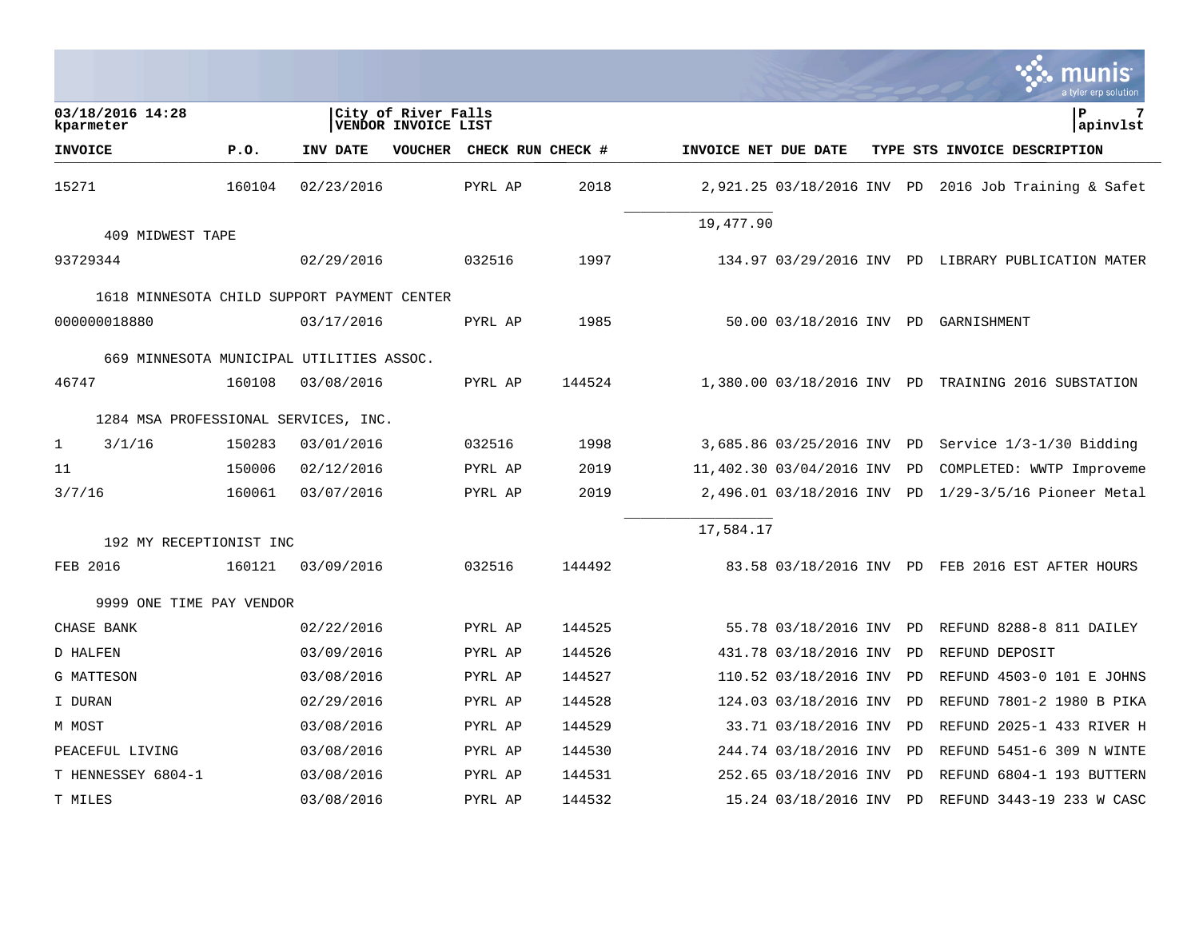| INVOICE | P.O. | INV DATE | VOUCHER | CHECK RUN | CHECK # | INVOICE NET | DUE DATE | TYPE | STS | INVOICE DESCRIPTION |
|---|---|---|---|---|---|---|---|---|---|---|
| 15271 | 160104 | 02/23/2016 | | PYRL AP | 2018 | 2,921.25 | 03/18/2016 | INV | PD | 2016 Job Training & Safet |
| | | | | | | 19,477.90 | | | | |
| 409 MIDWEST TAPE | | | | | | | | | | |
| 93729344 | | 02/29/2016 | | 032516 | 1997 | 134.97 | 03/29/2016 | INV | PD | LIBRARY PUBLICATION MATER |
| 1618 MINNESOTA CHILD SUPPORT PAYMENT CENTER | | | | | | | | | | |
| 000000018880 | | 03/17/2016 | | PYRL AP | 1985 | 50.00 | 03/18/2016 | INV | PD | GARNISHMENT |
| 669 MINNESOTA MUNICIPAL UTILITIES ASSOC. | | | | | | | | | | |
| 46747 | 160108 | 03/08/2016 | | PYRL AP | 144524 | 1,380.00 | 03/18/2016 | INV | PD | TRAINING 2016 SUBSTATION |
| 1284 MSA PROFESSIONAL SERVICES, INC. | | | | | | | | | | |
| 1 3/1/16 | 150283 | 03/01/2016 | | 032516 | 1998 | 3,685.86 | 03/25/2016 | INV | PD | Service 1/3-1/30 Bidding |
| 11 | 150006 | 02/12/2016 | | PYRL AP | 2019 | 11,402.30 | 03/04/2016 | INV | PD | COMPLETED: WWTP Improveme |
| 3/7/16 | 160061 | 03/07/2016 | | PYRL AP | 2019 | 2,496.01 | 03/18/2016 | INV | PD | 1/29-3/5/16 Pioneer Metal |
| | | | | | | 17,584.17 | | | | |
| 192 MY RECEPTIONIST INC | | | | | | | | | | |
| FEB 2016 | 160121 | 03/09/2016 | | 032516 | 144492 | 83.58 | 03/18/2016 | INV | PD | FEB 2016 EST AFTER HOURS |
| 9999 ONE TIME PAY VENDOR | | | | | | | | | | |
| CHASE BANK | | 02/22/2016 | | PYRL AP | 144525 | 55.78 | 03/18/2016 | INV | PD | REFUND 8288-8 811 DAILEY |
| D HALFEN | | 03/09/2016 | | PYRL AP | 144526 | 431.78 | 03/18/2016 | INV | PD | REFUND DEPOSIT |
| G MATTESON | | 03/08/2016 | | PYRL AP | 144527 | 110.52 | 03/18/2016 | INV | PD | REFUND 4503-0 101 E JOHNS |
| I DURAN | | 02/29/2016 | | PYRL AP | 144528 | 124.03 | 03/18/2016 | INV | PD | REFUND 7801-2 1980 B PIKA |
| M MOST | | 03/08/2016 | | PYRL AP | 144529 | 33.71 | 03/18/2016 | INV | PD | REFUND 2025-1 433 RIVER H |
| PEACEFUL LIVING | | 03/08/2016 | | PYRL AP | 144530 | 244.74 | 03/18/2016 | INV | PD | REFUND 5451-6 309 N WINTE |
| T HENNESSEY 6804-1 | | 03/08/2016 | | PYRL AP | 144531 | 252.65 | 03/18/2016 | INV | PD | REFUND 6804-1 193 BUTTERN |
| T MILES | | 03/08/2016 | | PYRL AP | 144532 | 15.24 | 03/18/2016 | INV | PD | REFUND 3443-19 233 W CASC |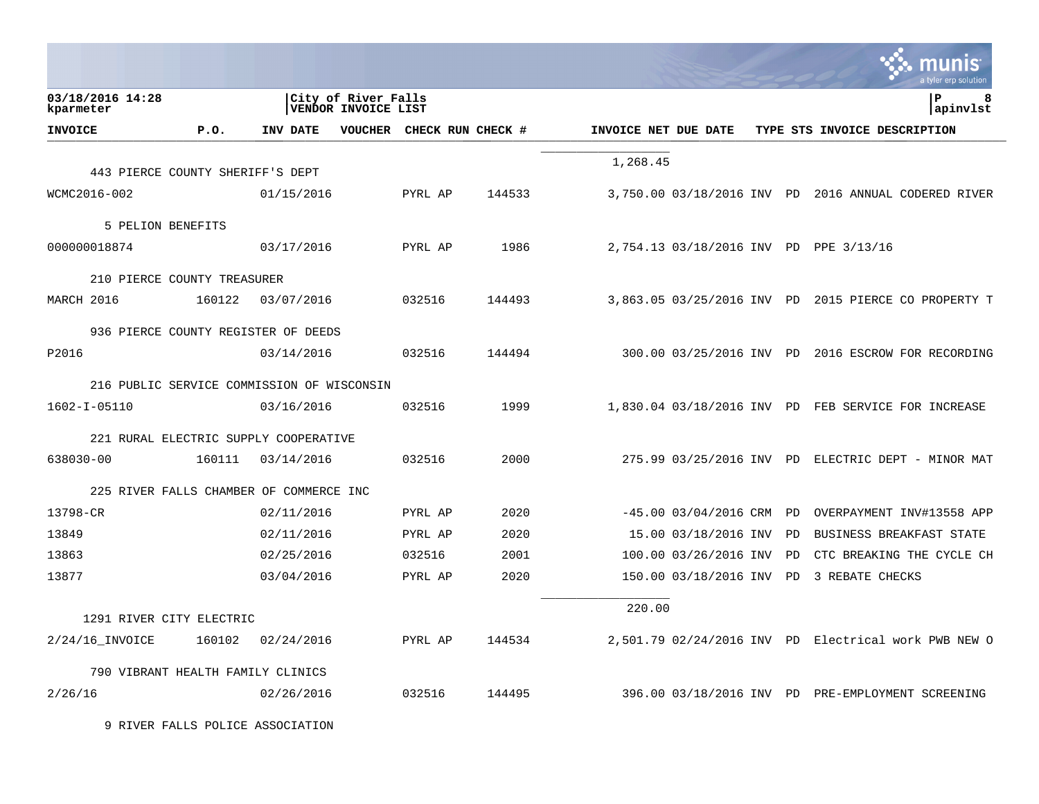| INVOICE | P.O. | INV DATE | VOUCHER | CHECK RUN | CHECK # | INVOICE NET | DUE DATE | TYPE | STS | INVOICE DESCRIPTION |
|---|---|---|---|---|---|---|---|---|---|---|
| | | | | | | 1,268.45 | | | | |
| 443 PIERCE COUNTY SHERIFF'S DEPT | | | | | | | | | | |
| WCMC2016-002 | | 01/15/2016 | | PYRL AP | 144533 | 3,750.00 | 03/18/2016 | INV | PD | 2016 ANNUAL CODERED RIVER |
| 5 PELION BENEFITS | | | | | | | | | | |
| 000000018874 | | 03/17/2016 | | PYRL AP | 1986 | 2,754.13 | 03/18/2016 | INV | PD | PPE 3/13/16 |
| 210 PIERCE COUNTY TREASURER | | | | | | | | | | |
| MARCH 2016 | 160122 | 03/07/2016 | | 032516 | 144493 | 3,863.05 | 03/25/2016 | INV | PD | 2015 PIERCE CO PROPERTY T |
| 936 PIERCE COUNTY REGISTER OF DEEDS | | | | | | | | | | |
| P2016 | | 03/14/2016 | | 032516 | 144494 | 300.00 | 03/25/2016 | INV | PD | 2016 ESCROW FOR RECORDING |
| 216 PUBLIC SERVICE COMMISSION OF WISCONSIN | | | | | | | | | | |
| 1602-I-05110 | | 03/16/2016 | | 032516 | 1999 | 1,830.04 | 03/18/2016 | INV | PD | FEB SERVICE FOR INCREASE |
| 221 RURAL ELECTRIC SUPPLY COOPERATIVE | | | | | | | | | | |
| 638030-00 | 160111 | 03/14/2016 | | 032516 | 2000 | 275.99 | 03/25/2016 | INV | PD | ELECTRIC DEPT - MINOR MAT |
| 225 RIVER FALLS CHAMBER OF COMMERCE INC | | | | | | | | | | |
| 13798-CR | | 02/11/2016 | | PYRL AP | 2020 | -45.00 | 03/04/2016 | CRM | PD | OVERPAYMENT INV#13558 APP |
| 13849 | | 02/11/2016 | | PYRL AP | 2020 | 15.00 | 03/18/2016 | INV | PD | BUSINESS BREAKFAST STATE |
| 13863 | | 02/25/2016 | | 032516 | 2001 | 100.00 | 03/26/2016 | INV | PD | CTC BREAKING THE CYCLE CH |
| 13877 | | 03/04/2016 | | PYRL AP | 2020 | 150.00 | 03/18/2016 | INV | PD | 3 REBATE CHECKS |
| | | | | | | 220.00 | | | | |
| 1291 RIVER CITY ELECTRIC | | | | | | | | | | |
| 2/24/16_INVOICE | 160102 | 02/24/2016 | | PYRL AP | 144534 | 2,501.79 | 02/24/2016 | INV | PD | Electrical work PWB NEW O |
| 790 VIBRANT HEALTH FAMILY CLINICS | | | | | | | | | | |
| 2/26/16 | | 02/26/2016 | | 032516 | 144495 | 396.00 | 03/18/2016 | INV | PD | PRE-EMPLOYMENT SCREENING |
| 9 RIVER FALLS POLICE ASSOCIATION | | | | | | | | | | |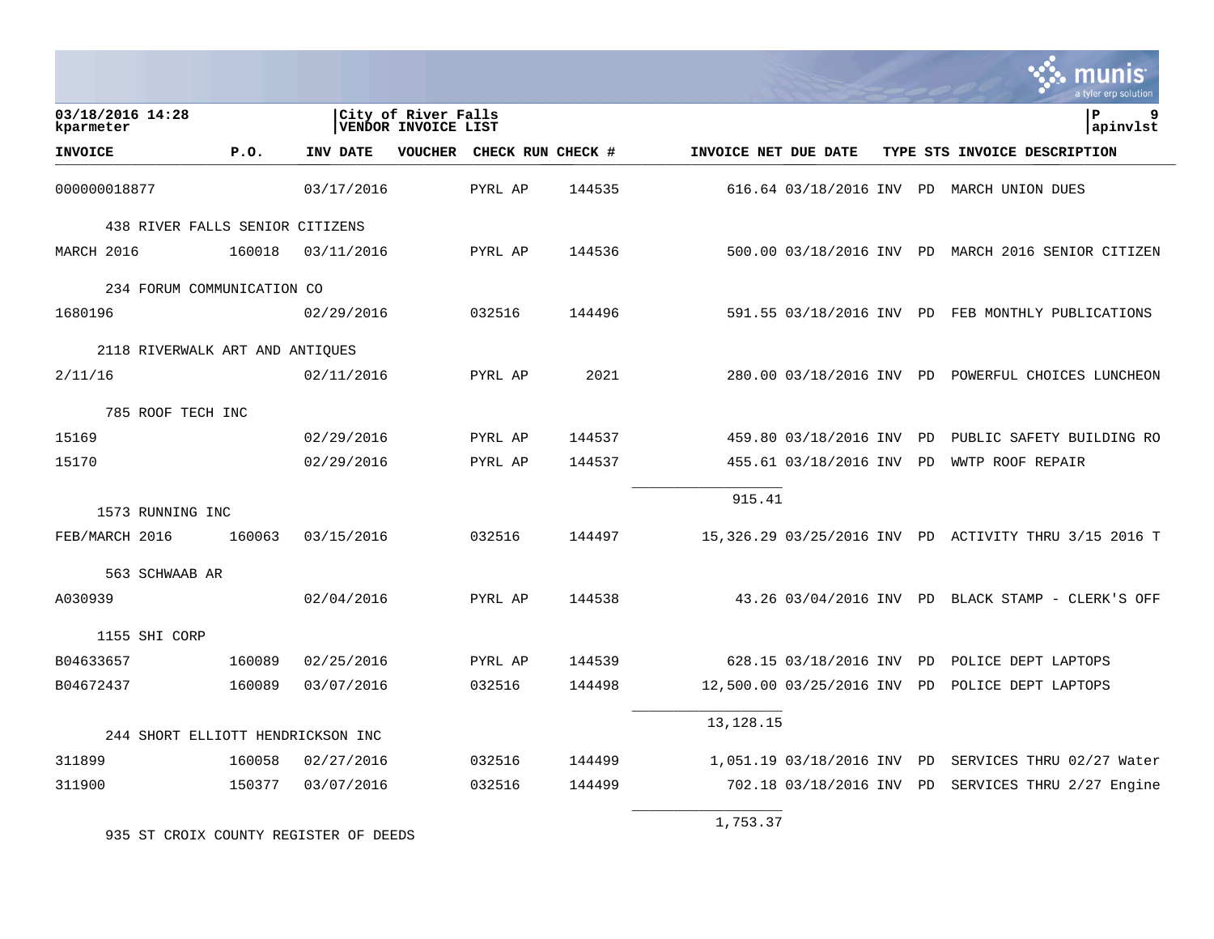03/18/2016 14:28 kparmeter

City of River Falls
VENDOR INVOICE LIST

apinvlst

| INVOICE | P.O. | INV DATE | VOUCHER | CHECK RUN | CHECK # | INVOICE NET | DUE DATE | TYPE | STS | INVOICE DESCRIPTION |
|---|---|---|---|---|---|---|---|---|---|---|
| 000000018877 | | 03/17/2016 | | PYRL AP | 144535 | 616.64 | 03/18/2016 | INV | PD | MARCH UNION DUES |
| 438 RIVER FALLS SENIOR CITIZENS | | | | | | | | | | |
| MARCH 2016 | 160018 | 03/11/2016 | | PYRL AP | 144536 | 500.00 | 03/18/2016 | INV | PD | MARCH 2016 SENIOR CITIZEN |
| 234 FORUM COMMUNICATION CO | | | | | | | | | | |
| 1680196 | | 02/29/2016 | | 032516 | 144496 | 591.55 | 03/18/2016 | INV | PD | FEB MONTHLY PUBLICATIONS |
| 2118 RIVERWALK ART AND ANTIQUES | | | | | | | | | | |
| 2/11/16 | | 02/11/2016 | | PYRL AP | 2021 | 280.00 | 03/18/2016 | INV | PD | POWERFUL CHOICES LUNCHEON |
| 785 ROOF TECH INC | | | | | | | | | | |
| 15169 | | 02/29/2016 | | PYRL AP | 144537 | 459.80 | 03/18/2016 | INV | PD | PUBLIC SAFETY BUILDING RO |
| 15170 | | 02/29/2016 | | PYRL AP | 144537 | 455.61 | 03/18/2016 | INV | PD | WWTP ROOF REPAIR |
| | | | | | | 915.41 | | | | |
| 1573 RUNNING INC | | | | | | | | | | |
| FEB/MARCH 2016 | 160063 | 03/15/2016 | | 032516 | 144497 | 15,326.29 | 03/25/2016 | INV | PD | ACTIVITY THRU 3/15 2016 T |
| 563 SCHWAAB AR | | | | | | | | | | |
| A030939 | | 02/04/2016 | | PYRL AP | 144538 | 43.26 | 03/04/2016 | INV | PD | BLACK STAMP - CLERK'S OFF |
| 1155 SHI CORP | | | | | | | | | | |
| B04633657 | 160089 | 02/25/2016 | | PYRL AP | 144539 | 628.15 | 03/18/2016 | INV | PD | POLICE DEPT LAPTOPS |
| B04672437 | 160089 | 03/07/2016 | | 032516 | 144498 | 12,500.00 | 03/25/2016 | INV | PD | POLICE DEPT LAPTOPS |
| | | | | | | 13,128.15 | | | | |
| 244 SHORT ELLIOTT HENDRICKSON INC | | | | | | | | | | |
| 311899 | 160058 | 02/27/2016 | | 032516 | 144499 | 1,051.19 | 03/18/2016 | INV | PD | SERVICES THRU 02/27 Water |
| 311900 | 150377 | 03/07/2016 | | 032516 | 144499 | 702.18 | 03/18/2016 | INV | PD | SERVICES THRU 2/27 Engine |
| | | | | | | 1,753.37 | | | | |
| 935 ST CROIX COUNTY REGISTER OF DEEDS | | | | | | | | | | |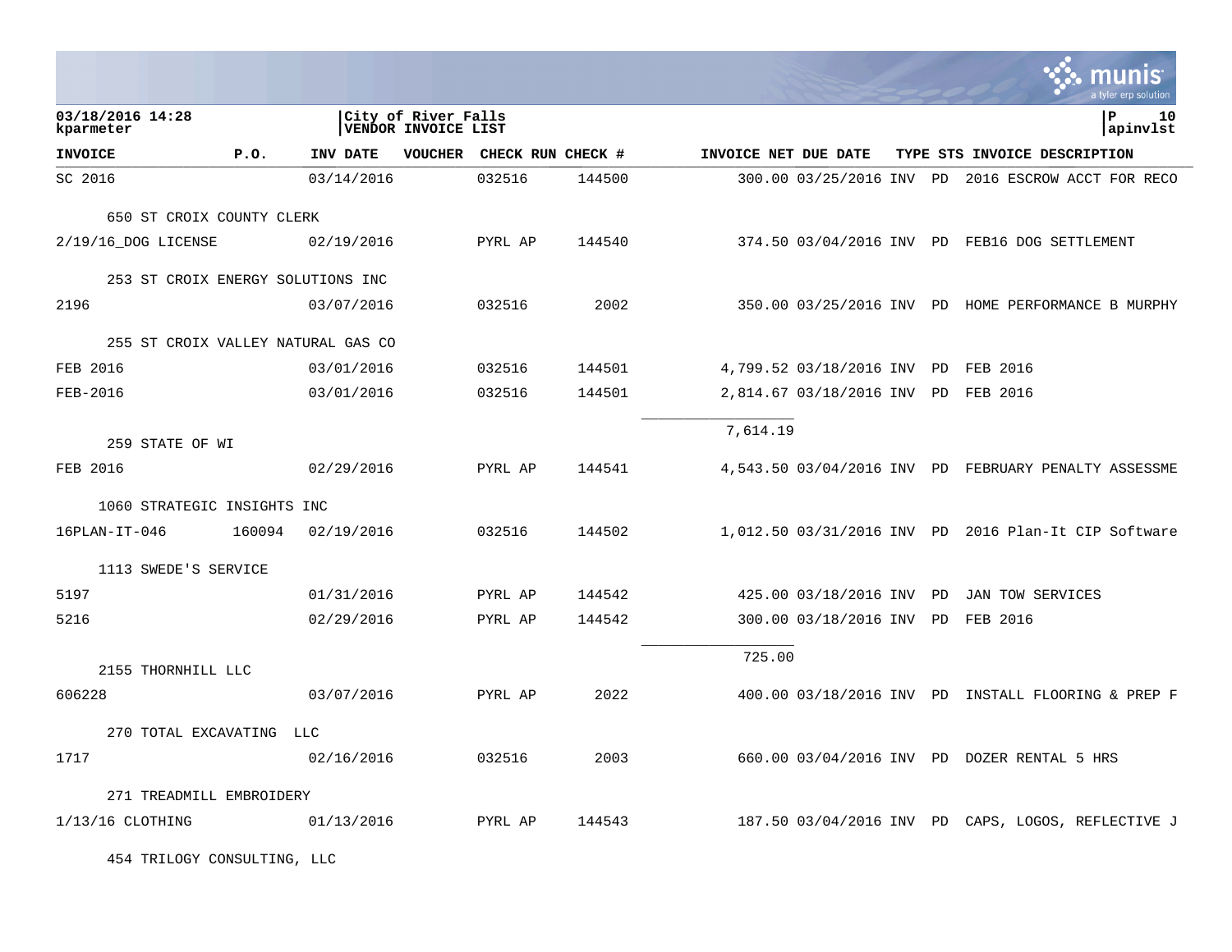| INVOICE | P.O. | INV DATE | VOUCHER | CHECK RUN | CHECK # | INVOICE NET | DUE DATE | TYPE | STS | INVOICE DESCRIPTION |
|---|---|---|---|---|---|---|---|---|---|---|
| SC 2016 | | 03/14/2016 | | 032516 | 144500 | 300.00 | 03/25/2016 | INV | PD | 2016 ESCROW ACCT FOR RECO |
| 650 ST CROIX COUNTY CLERK | | | | | | | | | | |
| 2/19/16_DOG LICENSE | | 02/19/2016 | | PYRL AP | 144540 | 374.50 | 03/04/2016 | INV | PD | FEB16 DOG SETTLEMENT |
| 253 ST CROIX ENERGY SOLUTIONS INC | | | | | | | | | | |
| 2196 | | 03/07/2016 | | 032516 | 2002 | 350.00 | 03/25/2016 | INV | PD | HOME PERFORMANCE B MURPHY |
| 255 ST CROIX VALLEY NATURAL GAS CO | | | | | | | | | | |
| FEB 2016 | | 03/01/2016 | | 032516 | 144501 | 4,799.52 | 03/18/2016 | INV | PD | FEB 2016 |
| FEB-2016 | | 03/01/2016 | | 032516 | 144501 | 2,814.67 | 03/18/2016 | INV | PD | FEB 2016 |
| | | | | | | 7,614.19 | | | | |
| 259 STATE OF WI | | | | | | | | | | |
| FEB 2016 | | 02/29/2016 | | PYRL AP | 144541 | 4,543.50 | 03/04/2016 | INV | PD | FEBRUARY PENALTY ASSESSME |
| 1060 STRATEGIC INSIGHTS INC | | | | | | | | | | |
| 16PLAN-IT-046 | 160094 | 02/19/2016 | | 032516 | 144502 | 1,012.50 | 03/31/2016 | INV | PD | 2016 Plan-It CIP Software |
| 1113 SWEDE'S SERVICE | | | | | | | | | | |
| 5197 | | 01/31/2016 | | PYRL AP | 144542 | 425.00 | 03/18/2016 | INV | PD | JAN TOW SERVICES |
| 5216 | | 02/29/2016 | | PYRL AP | 144542 | 300.00 | 03/18/2016 | INV | PD | FEB 2016 |
| | | | | | | 725.00 | | | | |
| 2155 THORNHILL LLC | | | | | | | | | | |
| 606228 | | 03/07/2016 | | PYRL AP | 2022 | 400.00 | 03/18/2016 | INV | PD | INSTALL FLOORING & PREP F |
| 270 TOTAL EXCAVATING LLC | | | | | | | | | | |
| 1717 | | 02/16/2016 | | 032516 | 2003 | 660.00 | 03/04/2016 | INV | PD | DOZER RENTAL 5 HRS |
| 271 TREADMILL EMBROIDERY | | | | | | | | | | |
| 1/13/16 CLOTHING | | 01/13/2016 | | PYRL AP | 144543 | 187.50 | 03/04/2016 | INV | PD | CAPS, LOGOS, REFLECTIVE J |
| 454 TRILOGY CONSULTING, LLC | | | | | | | | | | |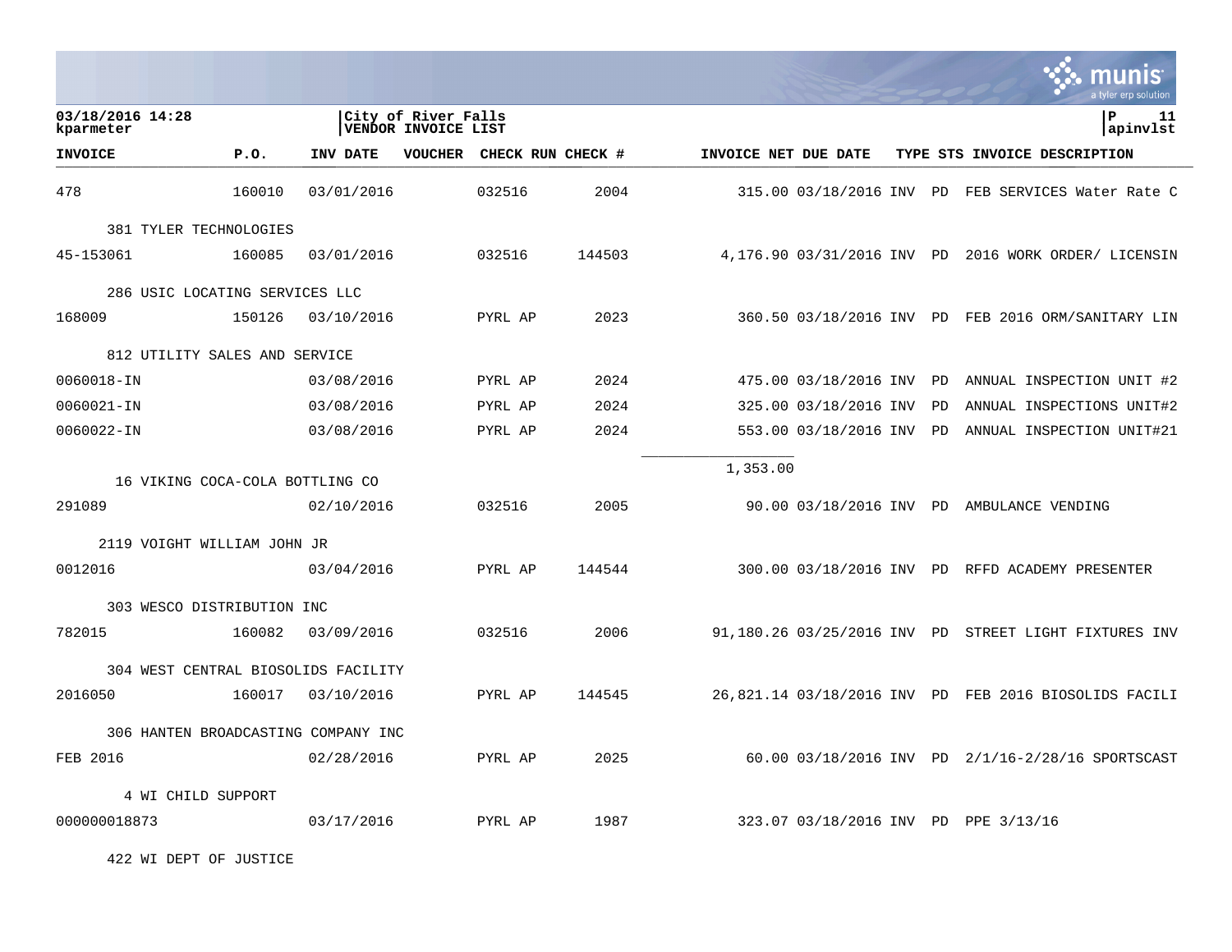03/18/2016 14:28 kparmeter | City of River Falls VENDOR INVOICE LIST | P 11 apinvlst

| INVOICE | P.O. | INV DATE | VOUCHER | CHECK RUN | CHECK # | INVOICE NET | DUE DATE | TYPE | STS | INVOICE DESCRIPTION |
|---|---|---|---|---|---|---|---|---|---|---|
| 478 | 160010 | 03/01/2016 | | 032516 | 2004 | 315.00 | 03/18/2016 | INV | PD | FEB SERVICES Water Rate C |
| 381 TYLER TECHNOLOGIES | | | | | | | | | | |
| 45-153061 | 160085 | 03/01/2016 | | 032516 | 144503 | 4,176.90 | 03/31/2016 | INV | PD | 2016 WORK ORDER/ LICENSIN |
| 286 USIC LOCATING SERVICES LLC | | | | | | | | | | |
| 168009 | 150126 | 03/10/2016 | | PYRL AP | 2023 | 360.50 | 03/18/2016 | INV | PD | FEB 2016 ORM/SANITARY LIN |
| 812 UTILITY SALES AND SERVICE | | | | | | | | | | |
| 0060018-IN | | 03/08/2016 | | PYRL AP | 2024 | 475.00 | 03/18/2016 | INV | PD | ANNUAL INSPECTION UNIT #2 |
| 0060021-IN | | 03/08/2016 | | PYRL AP | 2024 | 325.00 | 03/18/2016 | INV | PD | ANNUAL INSPECTIONS UNIT#2 |
| 0060022-IN | | 03/08/2016 | | PYRL AP | 2024 | 553.00 | 03/18/2016 | INV | PD | ANNUAL INSPECTION UNIT#21 |
| | | | | | | 1,353.00 | | | | |
| 16 VIKING COCA-COLA BOTTLING CO | | | | | | | | | | |
| 291089 | | 02/10/2016 | | 032516 | 2005 | 90.00 | 03/18/2016 | INV | PD | AMBULANCE VENDING |
| 2119 VOIGHT WILLIAM JOHN JR | | | | | | | | | | |
| 0012016 | | 03/04/2016 | | PYRL AP | 144544 | 300.00 | 03/18/2016 | INV | PD | RFFD ACADEMY PRESENTER |
| 303 WESCO DISTRIBUTION INC | | | | | | | | | | |
| 782015 | 160082 | 03/09/2016 | | 032516 | 2006 | 91,180.26 | 03/25/2016 | INV | PD | STREET LIGHT FIXTURES INV |
| 304 WEST CENTRAL BIOSOLIDS FACILITY | | | | | | | | | | |
| 2016050 | 160017 | 03/10/2016 | | PYRL AP | 144545 | 26,821.14 | 03/18/2016 | INV | PD | FEB 2016 BIOSOLIDS FACILI |
| 306 HANTEN BROADCASTING COMPANY INC | | | | | | | | | | |
| FEB 2016 | | 02/28/2016 | | PYRL AP | 2025 | 60.00 | 03/18/2016 | INV | PD | 2/1/16-2/28/16 SPORTSCAST |
| 4 WI CHILD SUPPORT | | | | | | | | | | |
| 000000018873 | | 03/17/2016 | | PYRL AP | 1987 | 323.07 | 03/18/2016 | INV | PD | PPE 3/13/16 |
| 422 WI DEPT OF JUSTICE | | | | | | | | | | |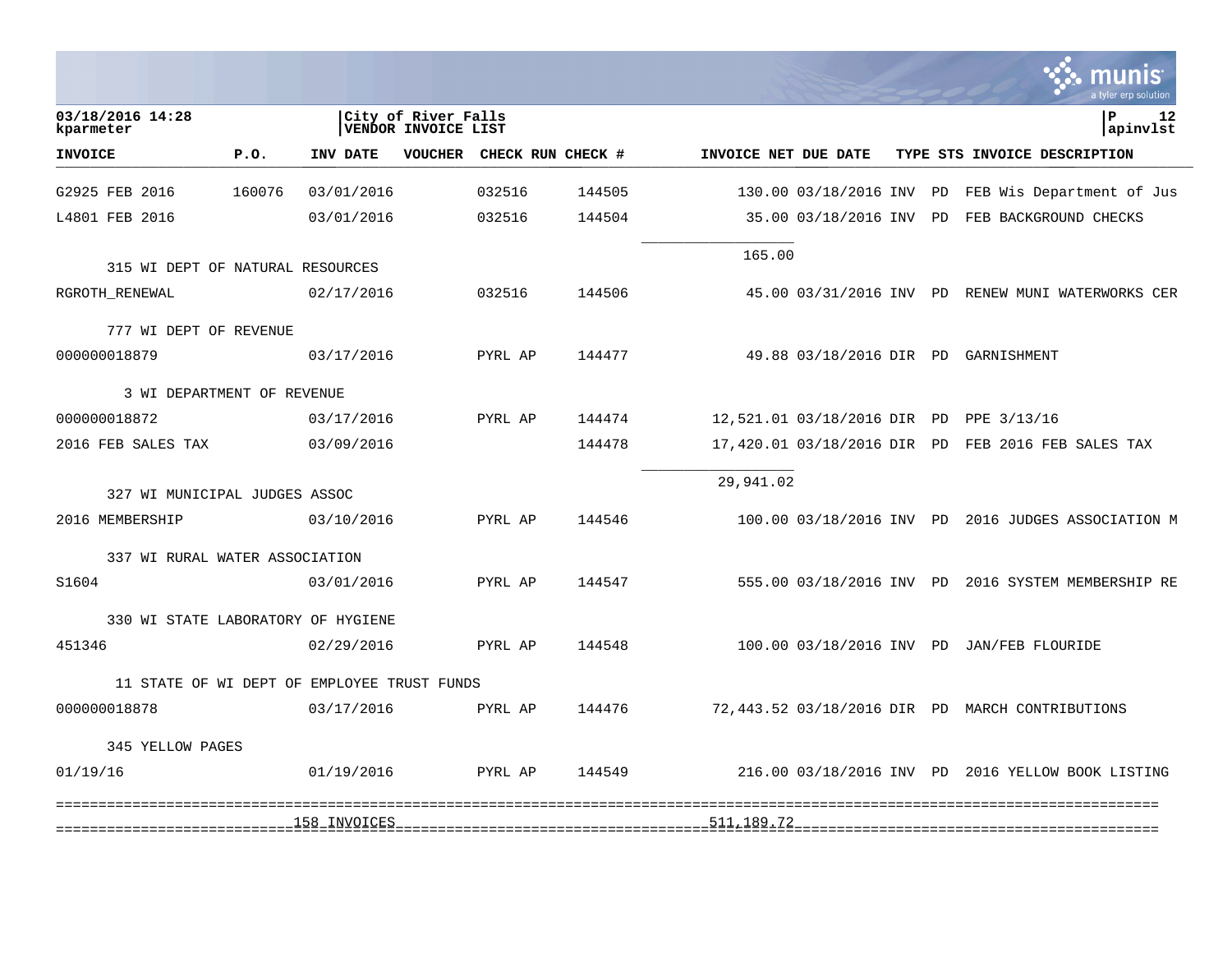03/18/2016 14:28
kparmeter

City of River Falls
VENDOR INVOICE LIST

P 12
apinvlst

| INVOICE | P.O. | INV DATE | VOUCHER | CHECK RUN | CHECK # | INVOICE NET | DUE DATE | TYPE | STS | INVOICE DESCRIPTION |
|---|---|---|---|---|---|---|---|---|---|---|
| G2925 FEB 2016 | 160076 | 03/01/2016 | | 032516 | 144505 | 130.00 | 03/18/2016 | INV | PD | FEB Wis Department of Jus |
| L4801 FEB 2016 | | 03/01/2016 | | 032516 | 144504 | 35.00 | 03/18/2016 | INV | PD | FEB BACKGROUND CHECKS |
| | | | | | | 165.00 | | | | |
| 315 WI DEPT OF NATURAL RESOURCES | | | | | | | | | | |
| RGROTH_RENEWAL | | 02/17/2016 | | 032516 | 144506 | 45.00 | 03/31/2016 | INV | PD | RENEW MUNI WATERWORKS CER |
| 777 WI DEPT OF REVENUE | | | | | | | | | | |
| 000000018879 | | 03/17/2016 | | PYRL AP | 144477 | 49.88 | 03/18/2016 | DIR | PD | GARNISHMENT |
| 3 WI DEPARTMENT OF REVENUE | | | | | | | | | | |
| 000000018872 | | 03/17/2016 | | PYRL AP | 144474 | 12,521.01 | 03/18/2016 | DIR | PD | PPE 3/13/16 |
| 2016 FEB SALES TAX | | 03/09/2016 | | | 144478 | 17,420.01 | 03/18/2016 | DIR | PD | FEB 2016 FEB SALES TAX |
| | | | | | | 29,941.02 | | | | |
| 327 WI MUNICIPAL JUDGES ASSOC | | | | | | | | | | |
| 2016 MEMBERSHIP | | 03/10/2016 | | PYRL AP | 144546 | 100.00 | 03/18/2016 | INV | PD | 2016 JUDGES ASSOCIATION M |
| 337 WI RURAL WATER ASSOCIATION | | | | | | | | | | |
| S1604 | | 03/01/2016 | | PYRL AP | 144547 | 555.00 | 03/18/2016 | INV | PD | 2016 SYSTEM MEMBERSHIP RE |
| 330 WI STATE LABORATORY OF HYGIENE | | | | | | | | | | |
| 451346 | | 02/29/2016 | | PYRL AP | 144548 | 100.00 | 03/18/2016 | INV | PD | JAN/FEB FLOURIDE |
| 11 STATE OF WI DEPT OF EMPLOYEE TRUST FUNDS | | | | | | | | | | |
| 000000018878 | | 03/17/2016 | | PYRL AP | 144476 | 72,443.52 | 03/18/2016 | DIR | PD | MARCH CONTRIBUTIONS |
| 345 YELLOW PAGES | | | | | | | | | | |
| 01/19/16 | | 01/19/2016 | | PYRL AP | 144549 | 216.00 | 03/18/2016 | INV | PD | 2016 YELLOW BOOK LISTING |
| | | 158 INVOICES | | | | 511,189.72 | | | | |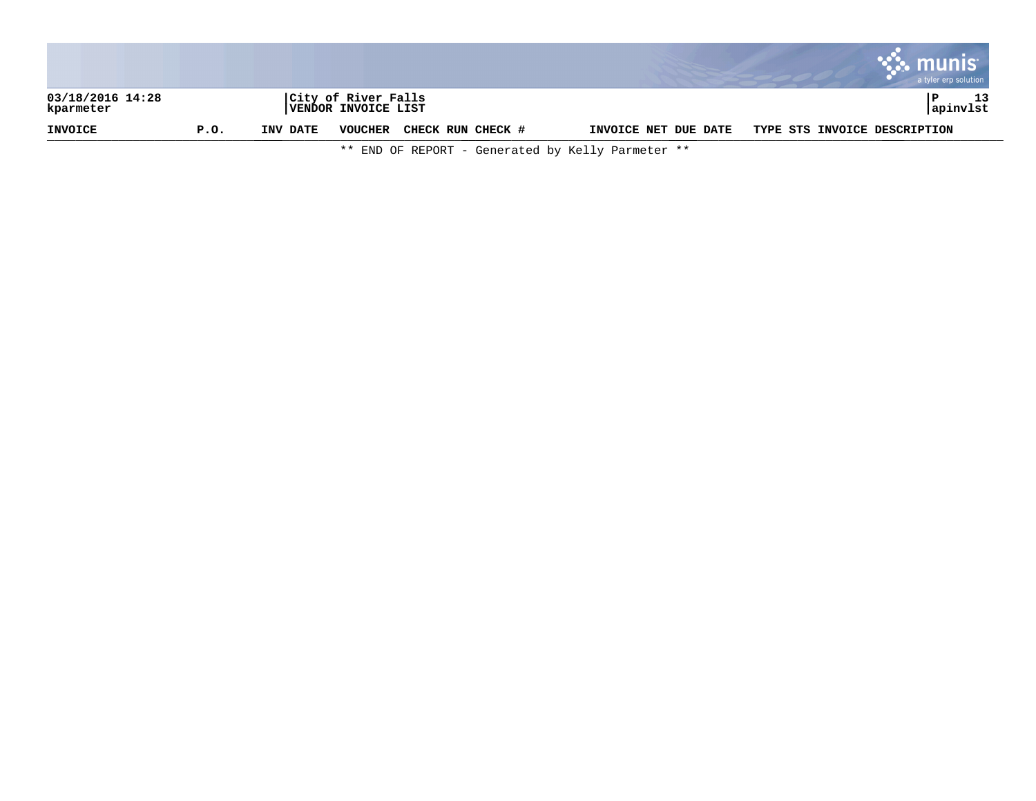| INVOICE | P.O. | INV DATE | VOUCHER | CHECK RUN | CHECK # | INVOICE NET | DUE DATE | TYPE | STS | INVOICE DESCRIPTION |
|---|---|---|---|---|---|---|---|---|---|---|

** END OF REPORT - Generated by Kelly Parmeter **